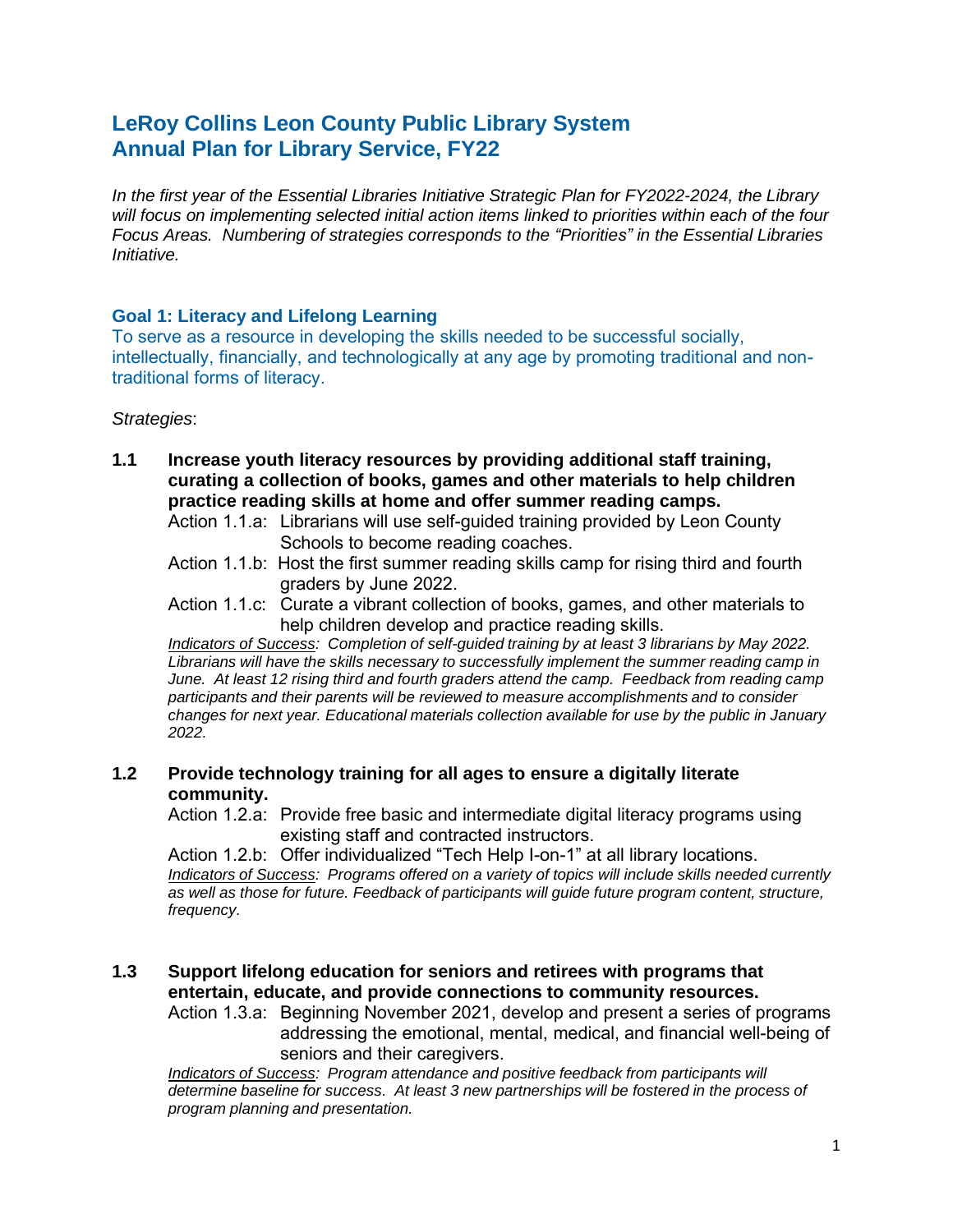# LeRoy Collins Leon County Public Library System
# Annual Plan for Library Service, FY22

*In the first year of the Essential Libraries Initiative Strategic Plan for FY2022-2024, the Library will focus on implementing selected initial action items linked to priorities within each of the four Focus Areas. Numbering of strategies corresponds to the "Priorities" in the Essential Libraries Initiative.*

## Goal 1: Literacy and Lifelong Learning

To serve as a resource in developing the skills needed to be successful socially, intellectually, financially, and technologically at any age by promoting traditional and non-traditional forms of literacy.

*Strategies*:

**1.1 Increase youth literacy resources by providing additional staff training, curating a collection of books, games and other materials to help children practice reading skills at home and offer summer reading camps.**

Action 1.1.a: Librarians will use self-guided training provided by Leon County Schools to become reading coaches.

Action 1.1.b: Host the first summer reading skills camp for rising third and fourth graders by June 2022.

Action 1.1.c: Curate a vibrant collection of books, games, and other materials to help children develop and practice reading skills.

*Indicators of Success: Completion of self-guided training by at least 3 librarians by May 2022. Librarians will have the skills necessary to successfully implement the summer reading camp in June. At least 12 rising third and fourth graders attend the camp. Feedback from reading camp participants and their parents will be reviewed to measure accomplishments and to consider changes for next year. Educational materials collection available for use by the public in January 2022.*

**1.2 Provide technology training for all ages to ensure a digitally literate community.**

Action 1.2.a: Provide free basic and intermediate digital literacy programs using existing staff and contracted instructors.

Action 1.2.b: Offer individualized "Tech Help I-on-1" at all library locations.

*Indicators of Success: Programs offered on a variety of topics will include skills needed currently as well as those for future. Feedback of participants will guide future program content, structure, frequency.*

**1.3 Support lifelong education for seniors and retirees with programs that entertain, educate, and provide connections to community resources.**

Action 1.3.a: Beginning November 2021, develop and present a series of programs addressing the emotional, mental, medical, and financial well-being of seniors and their caregivers.

*Indicators of Success: Program attendance and positive feedback from participants will determine baseline for success. At least 3 new partnerships will be fostered in the process of program planning and presentation.*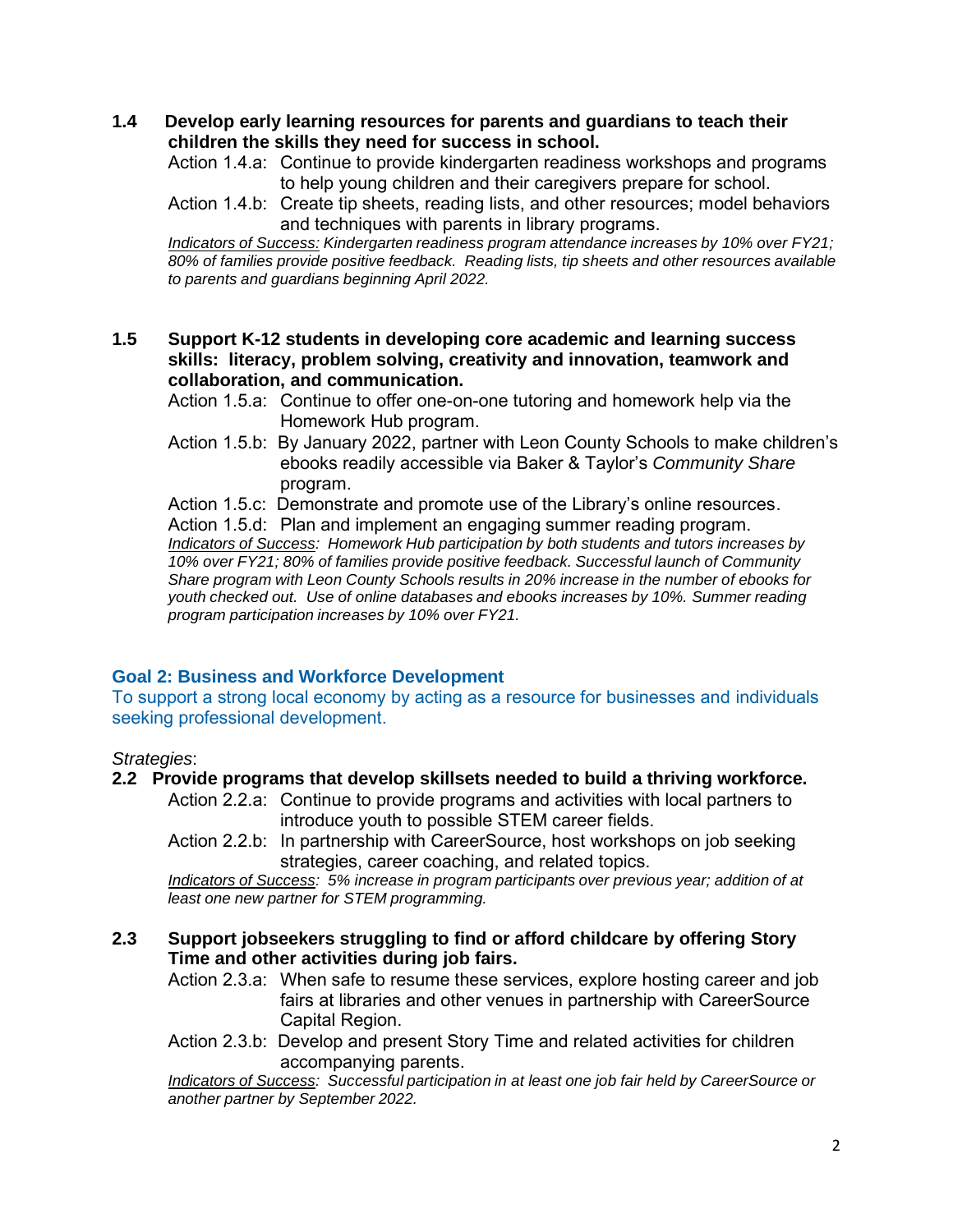**1.4 Develop early learning resources for parents and guardians to teach their children the skills they need for success in school.**

Action 1.4.a: Continue to provide kindergarten readiness workshops and programs to help young children and their caregivers prepare for school.

Action 1.4.b: Create tip sheets, reading lists, and other resources; model behaviors and techniques with parents in library programs.

*Indicators of Success: Kindergarten readiness program attendance increases by 10% over FY21; 80% of families provide positive feedback. Reading lists, tip sheets and other resources available to parents and guardians beginning April 2022.*

**1.5 Support K-12 students in developing core academic and learning success skills: literacy, problem solving, creativity and innovation, teamwork and collaboration, and communication.**

Action 1.5.a: Continue to offer one-on-one tutoring and homework help via the Homework Hub program.

Action 1.5.b: By January 2022, partner with Leon County Schools to make children's ebooks readily accessible via Baker & Taylor's *Community Share* program.

Action 1.5.c: Demonstrate and promote use of the Library's online resources.

Action 1.5.d: Plan and implement an engaging summer reading program.

*Indicators of Success: Homework Hub participation by both students and tutors increases by 10% over FY21; 80% of families provide positive feedback. Successful launch of Community Share program with Leon County Schools results in 20% increase in the number of ebooks for youth checked out. Use of online databases and ebooks increases by 10%. Summer reading program participation increases by 10% over FY21.*

## Goal 2: Business and Workforce Development

To support a strong local economy by acting as a resource for businesses and individuals seeking professional development.

*Strategies*:

**2.2 Provide programs that develop skillsets needed to build a thriving workforce.**

Action 2.2.a: Continue to provide programs and activities with local partners to introduce youth to possible STEM career fields.

Action 2.2.b: In partnership with CareerSource, host workshops on job seeking strategies, career coaching, and related topics.

*Indicators of Success: 5% increase in program participants over previous year; addition of at least one new partner for STEM programming.*

**2.3 Support jobseekers struggling to find or afford childcare by offering Story Time and other activities during job fairs.**

Action 2.3.a: When safe to resume these services, explore hosting career and job fairs at libraries and other venues in partnership with CareerSource Capital Region.

Action 2.3.b: Develop and present Story Time and related activities for children accompanying parents.

*Indicators of Success: Successful participation in at least one job fair held by CareerSource or another partner by September 2022.*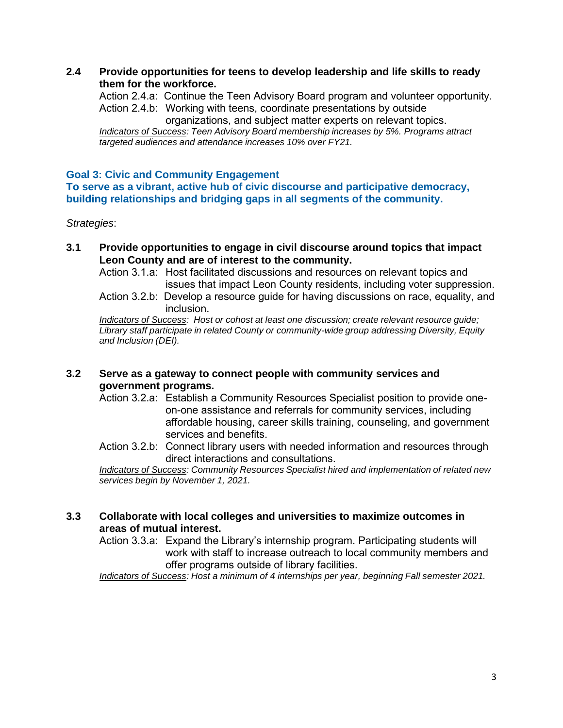**2.4 Provide opportunities for teens to develop leadership and life skills to ready them for the workforce.**

Action 2.4.a: Continue the Teen Advisory Board program and volunteer opportunity.

Action 2.4.b: Working with teens, coordinate presentations by outside organizations, and subject matter experts on relevant topics.

*<u>Indicators of Success</u>: Teen Advisory Board membership increases by 5%. Programs attract targeted audiences and attendance increases 10% over FY21.*

## Goal 3: Civic and Community Engagement

### To serve as a vibrant, active hub of civic discourse and participative democracy, building relationships and bridging gaps in all segments of the community.

*Strategies*:

**3.1 Provide opportunities to engage in civil discourse around topics that impact Leon County and are of interest to the community.**

Action 3.1.a: Host facilitated discussions and resources on relevant topics and issues that impact Leon County residents, including voter suppression.

Action 3.2.b: Develop a resource guide for having discussions on race, equality, and inclusion.

*<u>Indicators of Success</u>: Host or cohost at least one discussion; create relevant resource guide; Library staff participate in related County or community-wide group addressing Diversity, Equity and Inclusion (DEI).*

**3.2 Serve as a gateway to connect people with community services and government programs.**

Action 3.2.a: Establish a Community Resources Specialist position to provide one-on-one assistance and referrals for community services, including affordable housing, career skills training, counseling, and government services and benefits.

Action 3.2.b: Connect library users with needed information and resources through direct interactions and consultations.

*<u>Indicators of Success</u>: Community Resources Specialist hired and implementation of related new services begin by November 1, 2021.*

**3.3 Collaborate with local colleges and universities to maximize outcomes in areas of mutual interest.**

Action 3.3.a: Expand the Library's internship program. Participating students will work with staff to increase outreach to local community members and offer programs outside of library facilities.

*<u>Indicators of Success</u>: Host a minimum of 4 internships per year, beginning Fall semester 2021.*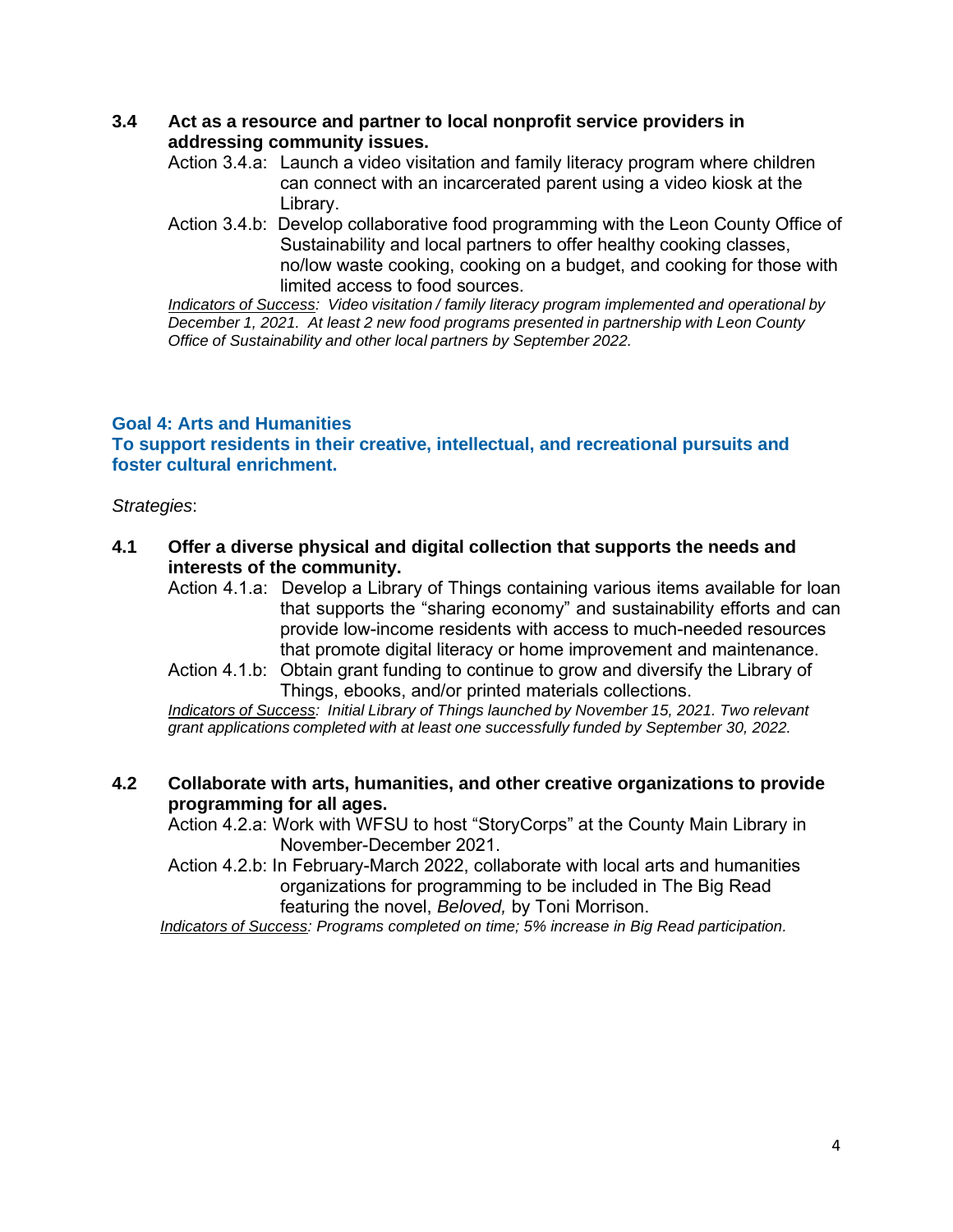**3.4 Act as a resource and partner to local nonprofit service providers in addressing community issues.**

Action 3.4.a: Launch a video visitation and family literacy program where children can connect with an incarcerated parent using a video kiosk at the Library.

Action 3.4.b: Develop collaborative food programming with the Leon County Office of Sustainability and local partners to offer healthy cooking classes, no/low waste cooking, cooking on a budget, and cooking for those with limited access to food sources.

*Indicators of Success: Video visitation / family literacy program implemented and operational by December 1, 2021. At least 2 new food programs presented in partnership with Leon County Office of Sustainability and other local partners by September 2022.*

## Goal 4: Arts and Humanities

## To support residents in their creative, intellectual, and recreational pursuits and foster cultural enrichment.

*Strategies*:

**4.1 Offer a diverse physical and digital collection that supports the needs and interests of the community.**

Action 4.1.a: Develop a Library of Things containing various items available for loan that supports the "sharing economy" and sustainability efforts and can provide low-income residents with access to much-needed resources that promote digital literacy or home improvement and maintenance.

Action 4.1.b: Obtain grant funding to continue to grow and diversify the Library of Things, ebooks, and/or printed materials collections.

*Indicators of Success: Initial Library of Things launched by November 15, 2021. Two relevant grant applications completed with at least one successfully funded by September 30, 2022.*

**4.2 Collaborate with arts, humanities, and other creative organizations to provide programming for all ages.**

Action 4.2.a: Work with WFSU to host "StoryCorps" at the County Main Library in November-December 2021.

Action 4.2.b: In February-March 2022, collaborate with local arts and humanities organizations for programming to be included in The Big Read featuring the novel, *Beloved,* by Toni Morrison.

*Indicators of Success: Programs completed on time; 5% increase in Big Read participation.*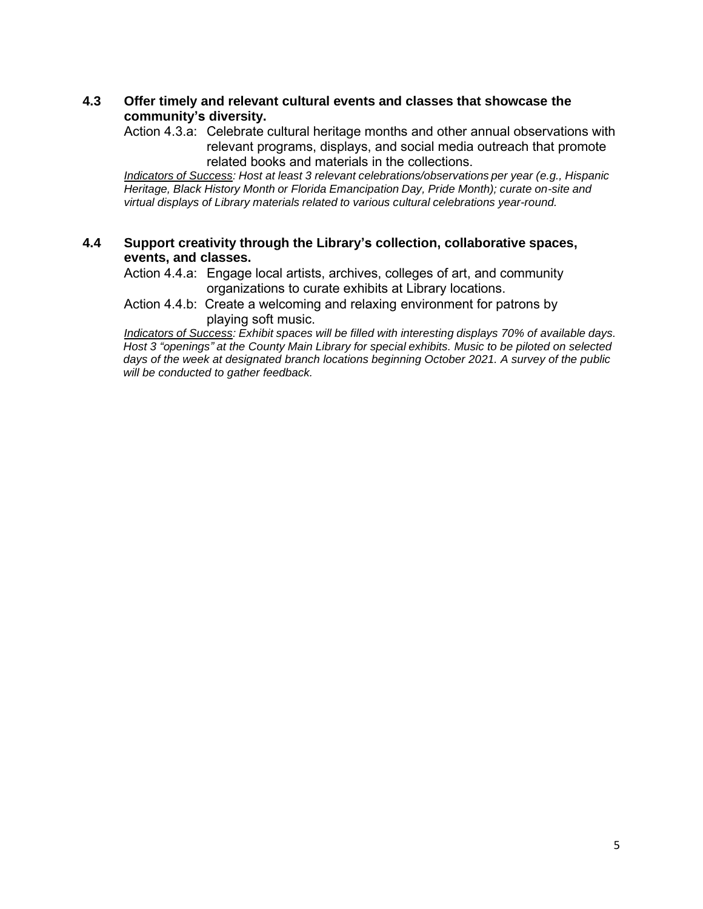**4.3 Offer timely and relevant cultural events and classes that showcase the community's diversity.**

Action 4.3.a: Celebrate cultural heritage months and other annual observations with relevant programs, displays, and social media outreach that promote related books and materials in the collections.

*<u>Indicators of Success</u>: Host at least 3 relevant celebrations/observations per year (e.g., Hispanic Heritage, Black History Month or Florida Emancipation Day, Pride Month); curate on-site and virtual displays of Library materials related to various cultural celebrations year-round.*

**4.4 Support creativity through the Library's collection, collaborative spaces, events, and classes.**

Action 4.4.a: Engage local artists, archives, colleges of art, and community organizations to curate exhibits at Library locations.

Action 4.4.b: Create a welcoming and relaxing environment for patrons by playing soft music.

*<u>Indicators of Success</u>: Exhibit spaces will be filled with interesting displays 70% of available days. Host 3 "openings" at the County Main Library for special exhibits. Music to be piloted on selected days of the week at designated branch locations beginning October 2021. A survey of the public will be conducted to gather feedback.*